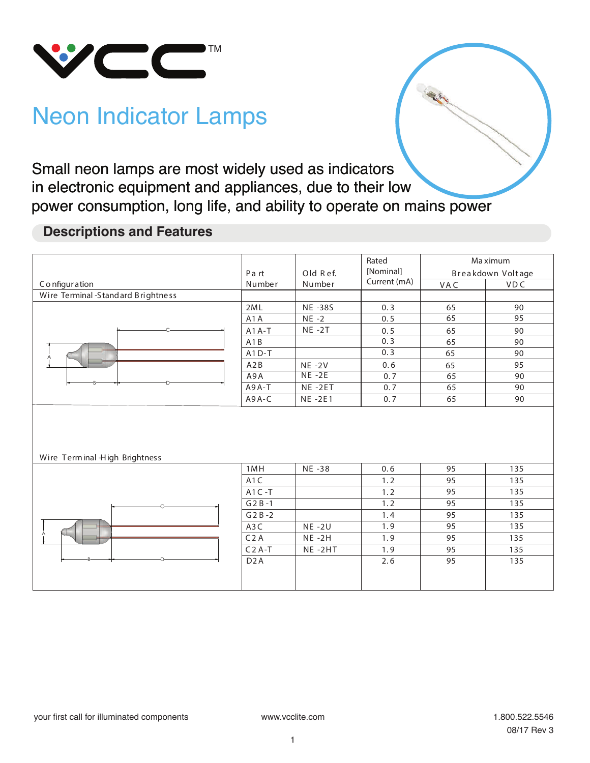# Neon Indicator Lamps

Small neon lamps are most widely used as indicators in electronic equipment and appliances, due to their low power consumption, long life, and ability to operate on mains power

## Descriptions and Features

| Configuration | Part Number | Old Ref. Number | Rated [Nominal] Current (mA) | Maximum Breakdown Voltage | |
|---|---|---|---|---|---|
| | | | | VAC | VDC |
| Wire Terminal -Standard Brightness | | | | | |
| | 2ML | NE -38S | 0.3 | 65 | 90 |
| | A1A | NE -2 | 0.5 | 65 | 95 |
| | A1A-T | NE -2T | 0.5 | 65 | 90 |
| | A1B | | 0.3 | 65 | 90 |
| | A1D-T | | 0.3 | 65 | 90 |
| | A2B | NE -2V | 0.6 | 65 | 95 |
| | A9A | NE -2E | 0.7 | 65 | 90 |
| | A9A-T | NE -2ET | 0.7 | 65 | 90 |
| | A9A-C | NE -2E1 | 0.7 | 65 | 90 |
| Wire Terminal -High Brightness | | | | | |
| | 1MH | NE -38 | 0.6 | 95 | 135 |
| | A1C | | 1.2 | 95 | 135 |
| | A1C-T | | 1.2 | 95 | 135 |
| | G2B-1 | | 1.2 | 95 | 135 |
| | G2B-2 | | 1.4 | 95 | 135 |
| | A3C | NE -2U | 1.9 | 95 | 135 |
| | C2A | NE -2H | 1.9 | 95 | 135 |
| | C2A-T | NE -2HT | 1.9 | 95 | 135 |
| | D2A | | 2.6 | 95 | 135 |

your first call for illuminated components | www.vcclite.com | 1.800.522.5546

08/17 Rev 3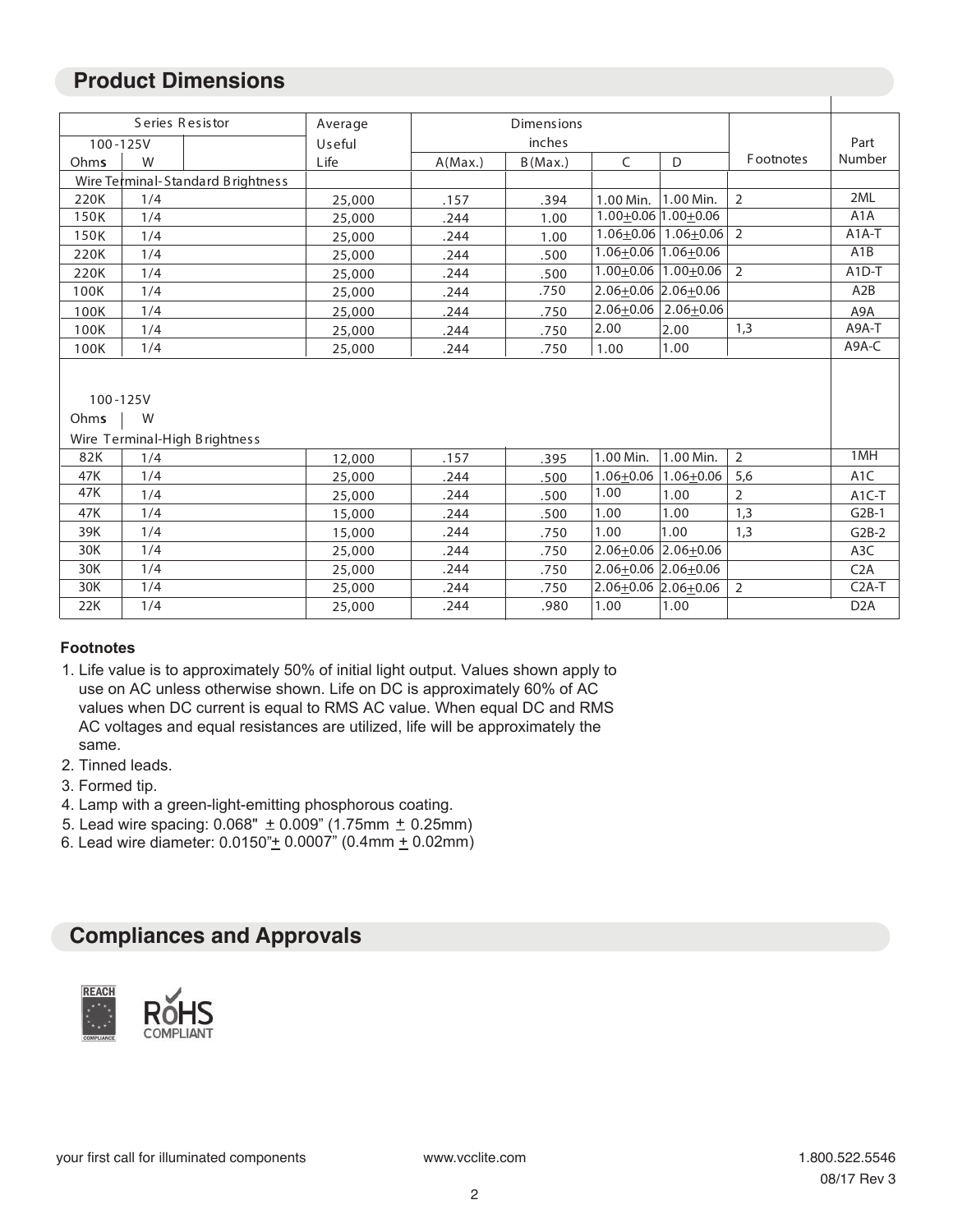## Product Dimensions

| Series Resistor | | | Average | Dimensions | | | | | Part |
|---|---|---|---|---|---|---|---|---|---|
| 100-125V | | | Useful | inches | | | | | |
| Ohms | W | | Life | A(Max.) | B(Max.) | C | D | Footnotes | Number |
| Wire Terminal-Standard Brightness | | | | | | | | | |
| 220K | 1/4 | | 25,000 | .157 | .394 | 1.00 Min. | 1.00 Min. | 2 | 2ML |
| 150K | 1/4 | | 25,000 | .244 | 1.00 | 1.00±0.06 | 1.00±0.06 | | A1A |
| 150K | 1/4 | | 25,000 | .244 | 1.00 | 1.06±0.06 | 1.06±0.06 | 2 | A1A-T |
| 220K | 1/4 | | 25,000 | .244 | .500 | 1.06±0.06 | 1.06±0.06 | | A1B |
| 220K | 1/4 | | 25,000 | .244 | .500 | 1.00±0.06 | 1.00±0.06 | 2 | A1D-T |
| 100K | 1/4 | | 25,000 | .244 | .750 | 2.06±0.06 | 2.06±0.06 | | A2B |
| 100K | 1/4 | | 25,000 | .244 | .750 | 2.06±0.06 | 2.06±0.06 | | A9A |
| 100K | 1/4 | | 25,000 | .244 | .750 | 2.00 | 2.00 | 1,3 | A9A-T |
| 100K | 1/4 | | 25,000 | .244 | .750 | 1.00 | 1.00 | | A9A-C |
| 100-125V | | | | | | | | | |
| Ohms | W | | | | | | | | |
| Wire Terminal-High Brightness | | | | | | | | | |
| 82K | 1/4 | | 12,000 | .157 | .395 | 1.00 Min. | 1.00 Min. | 2 | 1MH |
| 47K | 1/4 | | 25,000 | .244 | .500 | 1.06±0.06 | 1.06±0.06 | 5,6 | A1C |
| 47K | 1/4 | | 25,000 | .244 | .500 | 1.00 | 1.00 | 2 | A1C-T |
| 47K | 1/4 | | 15,000 | .244 | .500 | 1.00 | 1.00 | 1,3 | G2B-1 |
| 39K | 1/4 | | 15,000 | .244 | .750 | 1.00 | 1.00 | 1,3 | G2B-2 |
| 30K | 1/4 | | 25,000 | .244 | .750 | 2.06±0.06 | 2.06±0.06 | | A3C |
| 30K | 1/4 | | 25,000 | .244 | .750 | 2.06±0.06 | 2.06±0.06 | | C2A |
| 30K | 1/4 | | 25,000 | .244 | .750 | 2.06±0.06 | 2.06±0.06 | 2 | C2A-T |
| 22K | 1/4 | | 25,000 | .244 | .980 | 1.00 | 1.00 | | D2A |

**Footnotes**

1. Life value is to approximately 50% of initial light output. Values shown apply to use on AC unless otherwise shown. Life on DC is approximately 60% of AC values when DC current is equal to RMS AC value. When equal DC and RMS AC voltages and equal resistances are utilized, life will be approximately the same.
2. Tinned leads.
3. Formed tip.
4. Lamp with a green-light-emitting phosphorous coating.
5. Lead wire spacing: 0.068" ± 0.009" (1.75mm ± 0.25mm)
6. Lead wire diameter: 0.0150"± 0.0007" (0.4mm ± 0.02mm)

## Compliances and Approvals

REACH COMPLIANCE

RoHS COMPLIANT

your first call for illuminated components www.vcclite.com 1.800.522.5546

08/17 Rev 3